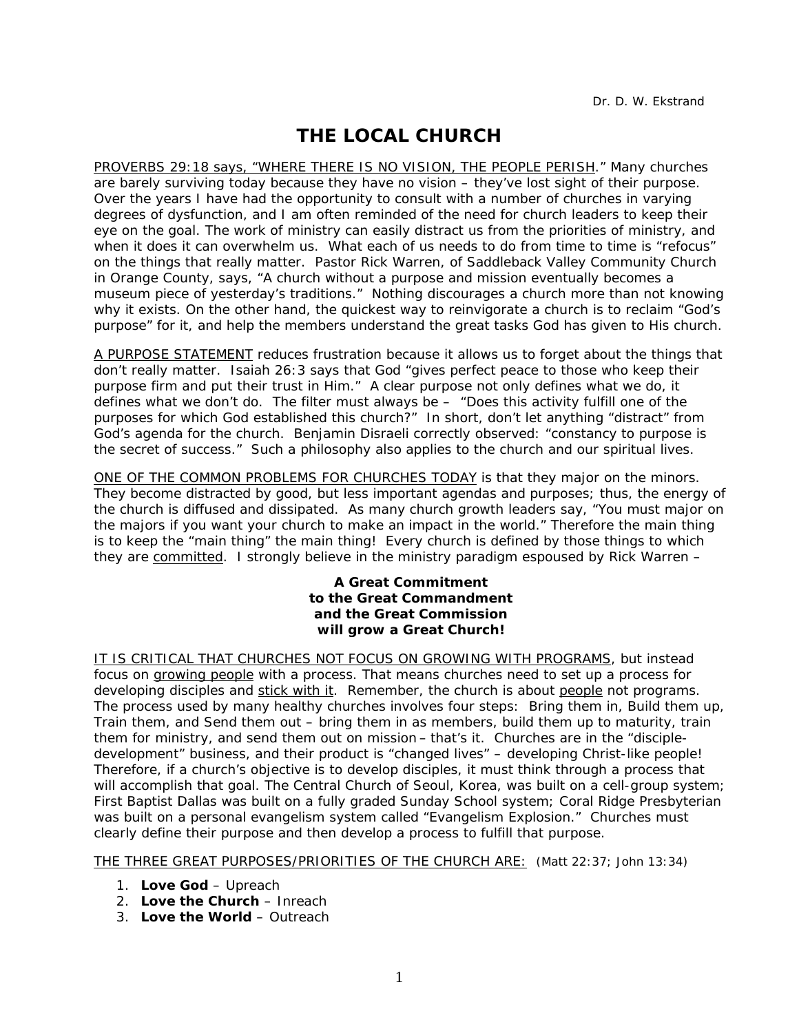Dr. D. W. Ekstrand

# THE LOCAL CHURCH

<u>PROVERBS 29:18 says, "WHERE THERE IS NO VISION, THE PEOPLE PERISH</u>." Many churches are barely surviving today because they have no vision – they've lost sight of their purpose. Over the years I have had the opportunity to consult with a number of churches in varying degrees of dysfunction, and I am often reminded of the need for church leaders to keep their eye on the goal. The work of ministry can easily distract us from the priorities of ministry, and when it does it can overwhelm us. What each of us needs to do from time to time is "refocus" on the things that really matter. Pastor Rick Warren, of Saddleback Valley Community Church in Orange County, says, "A church without a purpose and mission eventually becomes a museum piece of yesterday's traditions." Nothing discourages a church more than not knowing why it exists. On the other hand, the quickest way to reinvigorate a church is to reclaim "God's purpose" for it, and help the members understand the great tasks God has given to His church.

<u>A PURPOSE STATEMENT</u> reduces frustration because it allows us to forget about the things that don't really matter. Isaiah 26:3 says that God "gives perfect peace to those who keep their purpose firm and put their trust in Him." A clear purpose not only defines what we do, it defines what we don't do. The filter must always be – "Does this activity fulfill one of the purposes for which God established this church?" In short, don't let anything "distract" from God's agenda for the church. Benjamin Disraeli correctly observed: "constancy to purpose is the secret of success." Such a philosophy also applies to the church and our spiritual lives.

<u>ONE OF THE COMMON PROBLEMS FOR CHURCHES TODAY</u> is that they major on the minors. They become distracted by good, but less important agendas and purposes; thus, the energy of the church is diffused and dissipated. As many church growth leaders say, "You must major on the majors if you want your church to make an impact in the world." Therefore the main thing is to keep the "main thing" the main thing! Every church is defined by those things to which they are <u>committed</u>. I strongly believe in the ministry paradigm espoused by Rick Warren –

**A Great Commitment**
**to the Great Commandment**
**and the Great Commission**
**will grow a Great Church!**

<u>IT IS CRITICAL THAT CHURCHES NOT FOCUS ON GROWING WITH PROGRAMS</u>, but instead focus on <u>growing people</u> with a process. That means churches need to set up a process for developing disciples and <u>stick with it</u>. Remember, the church is about <u>people</u> not programs. The process used by many healthy churches involves four steps: Bring them in, Build them up, Train them, and Send them out – bring them in as members, build them up to maturity, train them for ministry, and send them out on mission – that's it. Churches are in the "disciple-development" business, and their product is "changed lives" – developing Christ-like people! Therefore, if a church's objective is to develop disciples, it must think through a process that will accomplish that goal. The Central Church of Seoul, Korea, was built on a cell-group system; First Baptist Dallas was built on a fully graded Sunday School system; Coral Ridge Presbyterian was built on a personal evangelism system called "Evangelism Explosion." Churches must clearly define their purpose and then develop a process to fulfill that purpose.

<u>THE THREE GREAT PURPOSES/PRIORITIES OF THE CHURCH ARE:</u> (Matt 22:37; John 13:34)

1. **Love God** – Upreach
2. **Love the Church** – Inreach
3. **Love the World** – Outreach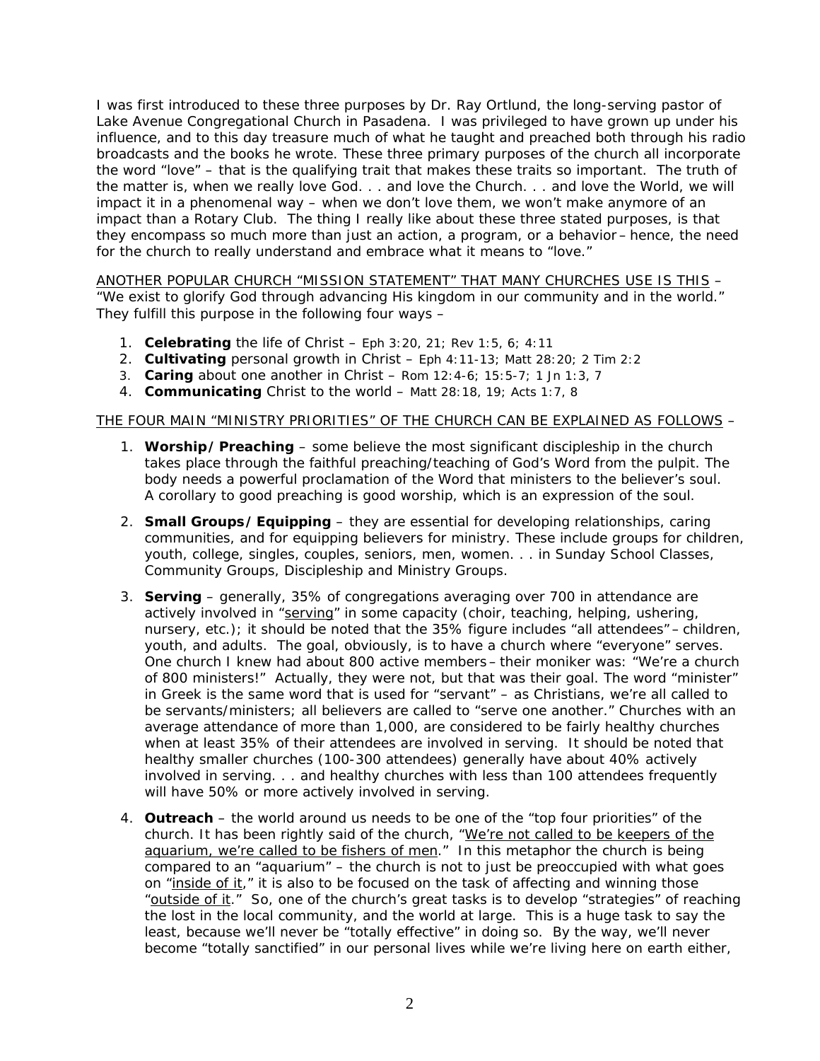I was first introduced to these three purposes by Dr. Ray Ortlund, the long-serving pastor of Lake Avenue Congregational Church in Pasadena. I was privileged to have grown up under his influence, and to this day treasure much of what he taught and preached both through his radio broadcasts and the books he wrote. These three primary purposes of the church all incorporate the word "love" – that is the qualifying trait that makes these traits so important. The truth of the matter is, when we really love God. . . and love the Church. . . and love the World, we will impact it in a phenomenal way – when we don't love them, we won't make anymore of an impact than a Rotary Club. The thing I really like about these three stated purposes, is that they encompass so much more than just an action, a program, or a behavior – hence, the need for the church to really understand and embrace what it means to "love."

<u>ANOTHER POPULAR CHURCH "MISSION STATEMENT" THAT MANY CHURCHES USE IS THIS</u> – "We exist to glorify God through advancing His kingdom in our community and in the world." They fulfill this purpose in the following four ways –

1. **Celebrating** the life of Christ – Eph 3:20, 21; Rev 1:5, 6; 4:11
2. **Cultivating** personal growth in Christ – Eph 4:11-13; Matt 28:20; 2 Tim 2:2
3. **Caring** about one another in Christ – Rom 12:4-6; 15:5-7; 1 Jn 1:3, 7
4. **Communicating** Christ to the world – Matt 28:18, 19; Acts 1:7, 8

<u>THE FOUR MAIN "MINISTRY PRIORITIES" OF THE CHURCH CAN BE EXPLAINED AS FOLLOWS</u> –

1. **Worship/Preaching** – some believe the most significant discipleship in the church takes place through the faithful preaching/teaching of God's Word from the pulpit. The body needs a powerful proclamation of the Word that ministers to the believer's soul. A corollary to good preaching is good worship, which is an expression of the soul.

2. **Small Groups/Equipping** – they are essential for developing relationships, caring communities, and for equipping believers for ministry. These include groups for children, youth, college, singles, couples, seniors, men, women. . . in Sunday School Classes, Community Groups, Discipleship and Ministry Groups.

3. **Serving** – generally, 35% of congregations averaging over 700 in attendance are actively involved in "<u>serving</u>" in some capacity (choir, teaching, helping, ushering, nursery, etc.); it should be noted that the 35% figure includes "all attendees" – children, youth, and adults. The goal, obviously, is to have a church where "everyone" serves. One church I knew had about 800 active members – their moniker was: "We're a church of 800 ministers!" Actually, they were not, but that was their goal. The word "minister" in Greek is the same word that is used for "servant" – as Christians, we're all called to be servants/ministers; all believers are called to "serve one another." Churches with an average attendance of more than 1,000, are considered to be fairly healthy churches when at least 35% of their attendees are involved in serving. It should be noted that healthy smaller churches (100-300 attendees) generally have about 40% actively involved in serving. . . and healthy churches with less than 100 attendees frequently will have 50% or more actively involved in serving.

4. **Outreach** – the world around us needs to be one of the "top four priorities" of the church. It has been rightly said of the church, "<u>We're not called to be keepers of the aquarium, we're called to be fishers of men</u>." In this metaphor the church is being compared to an "aquarium" – the church is not to just be preoccupied with what goes on "<u>inside of it</u>," it is also to be focused on the task of affecting and winning those "<u>outside of it</u>." So, one of the church's great tasks is to develop "strategies" of reaching the lost in the local community, and the world at large. This is a huge task to say the least, because we'll never be "totally effective" in doing so. By the way, we'll never become "totally sanctified" in our personal lives while we're living here on earth either,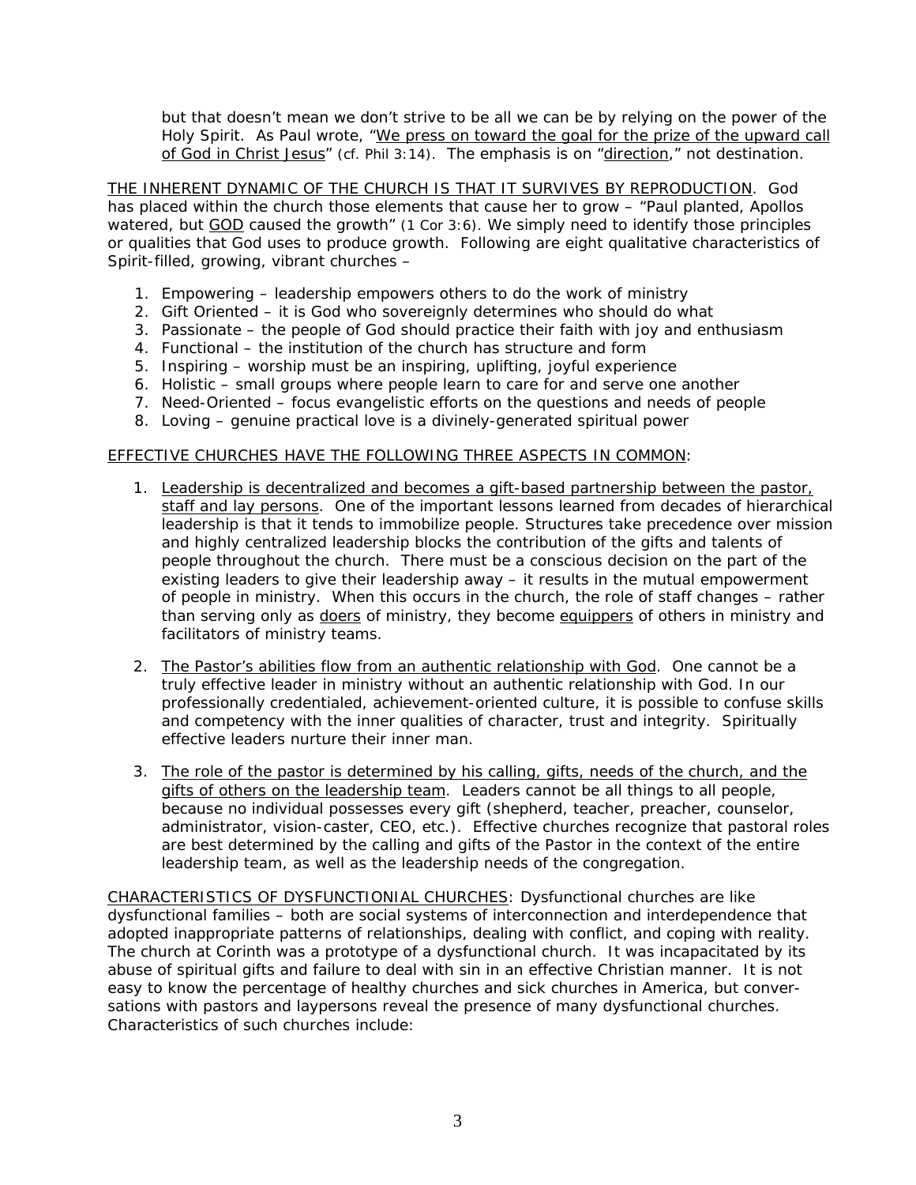but that doesn't mean we don't strive to be all we can be by relying on the power of the Holy Spirit. As Paul wrote, "We press on toward the goal for the prize of the upward call of God in Christ Jesus" (cf. Phil 3:14). The emphasis is on "direction," not destination.

THE INHERENT DYNAMIC OF THE CHURCH IS THAT IT SURVIVES BY REPRODUCTION. God has placed within the church those elements that cause her to grow – "Paul planted, Apollos watered, but GOD caused the growth" (1 Cor 3:6). We simply need to identify those principles or qualities that God uses to produce growth. Following are eight qualitative characteristics of Spirit-filled, growing, vibrant churches –

1. Empowering – leadership empowers others to do the work of ministry
2. Gift Oriented – it is God who sovereignly determines who should do what
3. Passionate – the people of God should practice their faith with joy and enthusiasm
4. Functional – the institution of the church has structure and form
5. Inspiring – worship must be an inspiring, uplifting, joyful experience
6. Holistic – small groups where people learn to care for and serve one another
7. Need-Oriented – focus evangelistic efforts on the questions and needs of people
8. Loving – genuine practical love is a divinely-generated spiritual power

EFFECTIVE CHURCHES HAVE THE FOLLOWING THREE ASPECTS IN COMMON:

1. Leadership is decentralized and becomes a gift-based partnership between the pastor, staff and lay persons. One of the important lessons learned from decades of hierarchical leadership is that it tends to immobilize people. Structures take precedence over mission and highly centralized leadership blocks the contribution of the gifts and talents of people throughout the church. There must be a conscious decision on the part of the existing leaders to give their leadership away – it results in the mutual empowerment of people in ministry. When this occurs in the church, the role of staff changes – rather than serving only as doers of ministry, they become equippers of others in ministry and facilitators of ministry teams.

2. The Pastor's abilities flow from an authentic relationship with God. One cannot be a truly effective leader in ministry without an authentic relationship with God. In our professionally credentialed, achievement-oriented culture, it is possible to confuse skills and competency with the inner qualities of character, trust and integrity. Spiritually effective leaders nurture their inner man.

3. The role of the pastor is determined by his calling, gifts, needs of the church, and the gifts of others on the leadership team. Leaders cannot be all things to all people, because no individual possesses every gift (shepherd, teacher, preacher, counselor, administrator, vision-caster, CEO, etc.). Effective churches recognize that pastoral roles are best determined by the calling and gifts of the Pastor in the context of the entire leadership team, as well as the leadership needs of the congregation.

CHARACTERISTICS OF DYSFUNCTIONIAL CHURCHES: Dysfunctional churches are like dysfunctional families – both are social systems of interconnection and interdependence that adopted inappropriate patterns of relationships, dealing with conflict, and coping with reality. The church at Corinth was a prototype of a dysfunctional church. It was incapacitated by its abuse of spiritual gifts and failure to deal with sin in an effective Christian manner. It is not easy to know the percentage of healthy churches and sick churches in America, but conversations with pastors and laypersons reveal the presence of many dysfunctional churches. Characteristics of such churches include: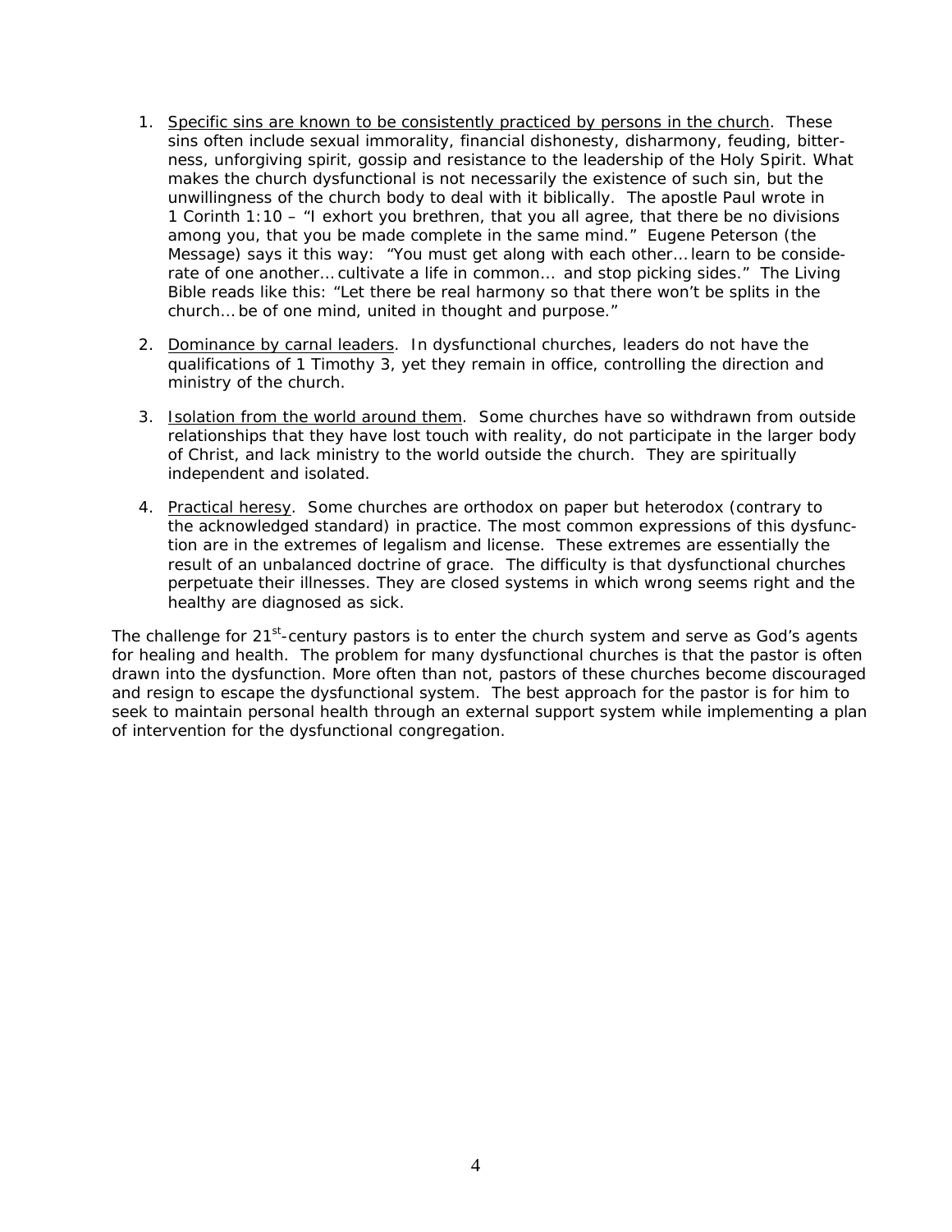1. Specific sins are known to be consistently practiced by persons in the church. These sins often include sexual immorality, financial dishonesty, disharmony, feuding, bitterness, unforgiving spirit, gossip and resistance to the leadership of the Holy Spirit. What makes the church dysfunctional is not necessarily the existence of such sin, but the unwillingness of the church body to deal with it biblically. The apostle Paul wrote in 1 Corinth 1:10 – "I exhort you brethren, that you all agree, that there be no divisions among you, that you be made complete in the same mind." Eugene Peterson (the Message) says it this way: "You must get along with each other… learn to be considerate of one another… cultivate a life in common… and stop picking sides." The Living Bible reads like this: "Let there be real harmony so that there won't be splits in the church… be of one mind, united in thought and purpose."

2. Dominance by carnal leaders. In dysfunctional churches, leaders do not have the qualifications of 1 Timothy 3, yet they remain in office, controlling the direction and ministry of the church.

3. Isolation from the world around them. Some churches have so withdrawn from outside relationships that they have lost touch with reality, do not participate in the larger body of Christ, and lack ministry to the world outside the church. They are spiritually independent and isolated.

4. Practical heresy. Some churches are orthodox on paper but heterodox (contrary to the acknowledged standard) in practice. The most common expressions of this dysfunction are in the extremes of legalism and license. These extremes are essentially the result of an unbalanced doctrine of grace. The difficulty is that dysfunctional churches perpetuate their illnesses. They are closed systems in which wrong seems right and the healthy are diagnosed as sick.

The challenge for 21st-century pastors is to enter the church system and serve as God's agents for healing and health. The problem for many dysfunctional churches is that the pastor is often drawn into the dysfunction. More often than not, pastors of these churches become discouraged and resign to escape the dysfunctional system. The best approach for the pastor is for him to seek to maintain personal health through an external support system while implementing a plan of intervention for the dysfunctional congregation.